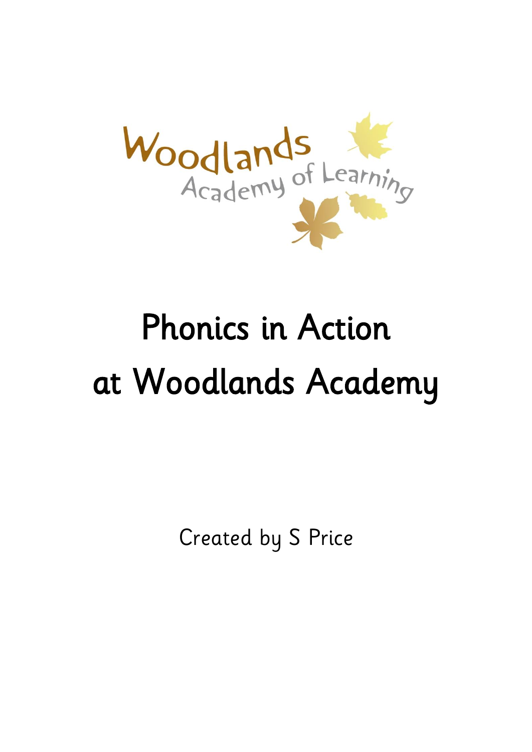Woodlands Academy of Learning

# Phonics in Action at Woodlands Academy

Created by S Price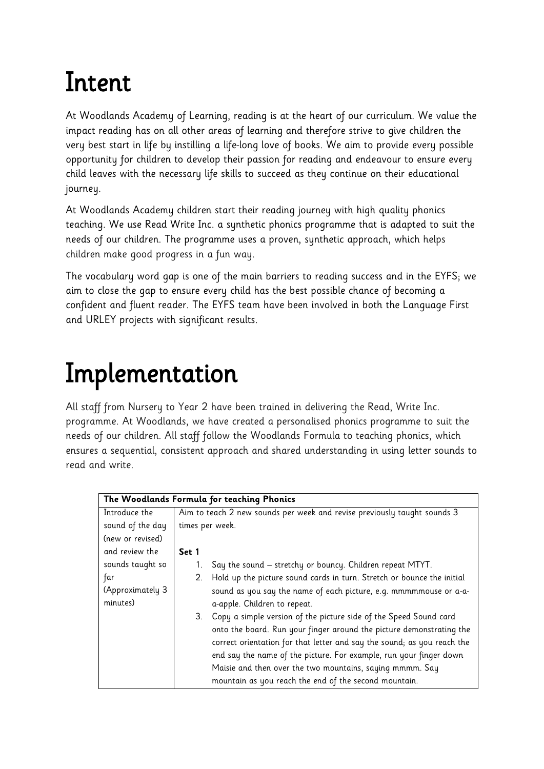# Intent

At Woodlands Academy of Learning, reading is at the heart of our curriculum. We value the impact reading has on all other areas of learning and therefore strive to give children the very best start in life by instilling a life-long love of books. We aim to provide every possible opportunity for children to develop their passion for reading and endeavour to ensure every child leaves with the necessary life skills to succeed as they continue on their educational journey.

At Woodlands Academy children start their reading journey with high quality phonics teaching. We use Read Write Inc. a synthetic phonics programme that is adapted to suit the needs of our children. The programme uses a proven, synthetic approach, which helps children make good progress in a fun way.

The vocabulary word gap is one of the main barriers to reading success and in the EYFS; we aim to close the gap to ensure every child has the best possible chance of becoming a confident and fluent reader. The EYFS team have been involved in both the Language First and URLEY projects with significant results.

# Implementation

All staff from Nursery to Year 2 have been trained in delivering the Read, Write Inc. programme. At Woodlands, we have created a personalised phonics programme to suit the needs of our children. All staff follow the Woodlands Formula to teaching phonics, which ensures a sequential, consistent approach and shared understanding in using letter sounds to read and write.

| **The Woodlands Formula for teaching Phonics** | |
|---|---|
| Introduce the sound of the day (new or revised) and review the sounds taught so far (Approximately 3 minutes) | Aim to teach 2 new sounds per week and revise previously taught sounds 3 times per week.<br><br>**Set 1**<br>1. Say the sound – stretchy or bouncy. Children repeat MTYT.<br>2. Hold up the picture sound cards in turn. Stretch or bounce the initial sound as you say the name of each picture, e.g. mmmmmouse or a-a-a-apple. Children to repeat.<br>3. Copy a simple version of the picture side of the Speed Sound card onto the board. Run your finger around the picture demonstrating the correct orientation for that letter and say the sound; as you reach the end say the name of the picture. For example, run your finger down Maisie and then over the two mountains, saying mmmm. Say mountain as you reach the end of the second mountain. |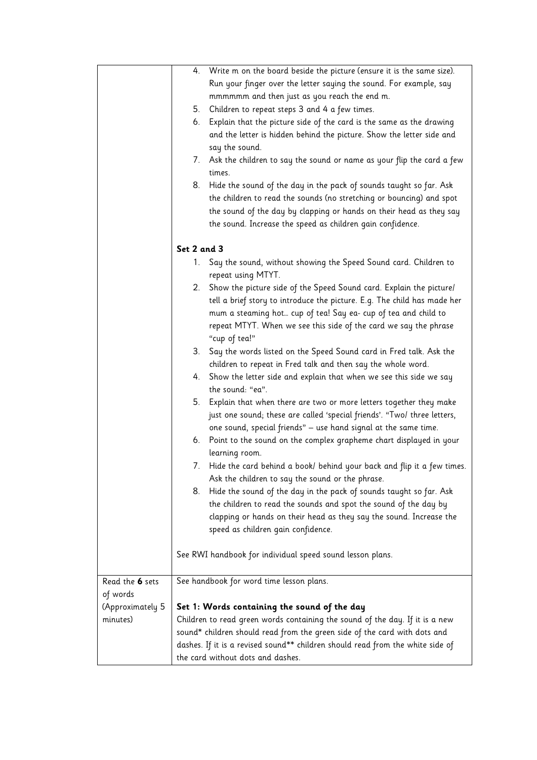| | |
|---|---|
| | 4. Write m on the board beside the picture (ensure it is the same size). Run your finger over the letter saying the sound. For example, say mmmmmm and then just as you reach the end m.<br>5. Children to repeat steps 3 and 4 a few times.<br>6. Explain that the picture side of the card is the same as the drawing and the letter is hidden behind the picture. Show the letter side and say the sound.<br>7. Ask the children to say the sound or name as your flip the card a few times.<br>8. Hide the sound of the day in the pack of sounds taught so far. Ask the children to read the sounds (no stretching or bouncing) and spot the sound of the day by clapping or hands on their head as they say the sound. Increase the speed as children gain confidence.<br><br>**Set 2 and 3**<br>1. Say the sound, without showing the Speed Sound card. Children to repeat using MTYT.<br>2. Show the picture side of the Speed Sound card. Explain the picture/ tell a brief story to introduce the picture. E.g. The child has made her mum a steaming hot… cup of tea! Say ea- cup of tea and child to repeat MTYT. When we see this side of the card we say the phrase "cup of tea!"<br>3. Say the words listed on the Speed Sound card in Fred talk. Ask the children to repeat in Fred talk and then say the whole word.<br>4. Show the letter side and explain that when we see this side we say the sound: "ea".<br>5. Explain that when there are two or more letters together they make just one sound; these are called 'special friends'. "Two/ three letters, one sound, special friends" – use hand signal at the same time.<br>6. Point to the sound on the complex grapheme chart displayed in your learning room.<br>7. Hide the card behind a book/ behind your back and flip it a few times. Ask the children to say the sound or the phrase.<br>8. Hide the sound of the day in the pack of sounds taught so far. Ask the children to read the sounds and spot the sound of the day by clapping or hands on their head as they say the sound. Increase the speed as children gain confidence.<br><br>See RWI handbook for individual speed sound lesson plans. |
| Read the **6** sets of words (Approximately 5 minutes) | See handbook for word time lesson plans.<br><br>**Set 1: Words containing the sound of the day**<br>Children to read green words containing the sound of the day. If it is a new sound* children should read from the green side of the card with dots and dashes. If it is a revised sound** children should read from the white side of the card without dots and dashes. |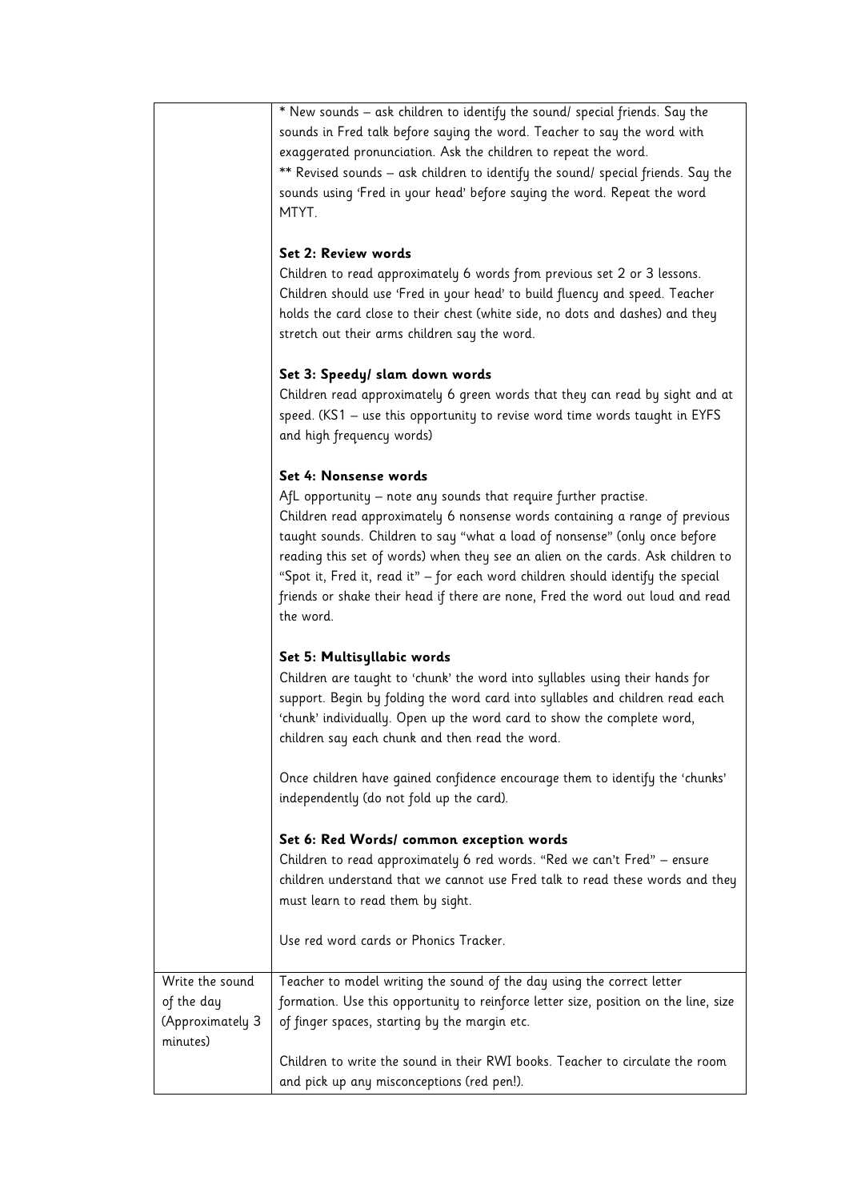| | |
|---|---|
| | * New sounds – ask children to identify the sound/ special friends. Say the sounds in Fred talk before saying the word. Teacher to say the word with exaggerated pronunciation. Ask the children to repeat the word.<br>** Revised sounds – ask children to identify the sound/ special friends. Say the sounds using 'Fred in your head' before saying the word. Repeat the word MTYT.<br><br>**Set 2: Review words**<br>Children to read approximately 6 words from previous set 2 or 3 lessons. Children should use 'Fred in your head' to build fluency and speed. Teacher holds the card close to their chest (white side, no dots and dashes) and they stretch out their arms children say the word.<br><br>**Set 3: Speedy/ slam down words**<br>Children read approximately 6 green words that they can read by sight and at speed. (KS1 – use this opportunity to revise word time words taught in EYFS and high frequency words)<br><br>**Set 4: Nonsense words**<br>AfL opportunity – note any sounds that require further practise.<br>Children read approximately 6 nonsense words containing a range of previous taught sounds. Children to say "what a load of nonsense" (only once before reading this set of words) when they see an alien on the cards. Ask children to "Spot it, Fred it, read it" – for each word children should identify the special friends or shake their head if there are none, Fred the word out loud and read the word.<br><br>**Set 5: Multisyllabic words**<br>Children are taught to 'chunk' the word into syllables using their hands for support. Begin by folding the word card into syllables and children read each 'chunk' individually. Open up the word card to show the complete word, children say each chunk and then read the word.<br><br>Once children have gained confidence encourage them to identify the 'chunks' independently (do not fold up the card).<br><br>**Set 6: Red Words/ common exception words**<br>Children to read approximately 6 red words. "Red we can't Fred" – ensure children understand that we cannot use Fred talk to read these words and they must learn to read them by sight.<br><br>Use red word cards or Phonics Tracker. |
| Write the sound of the day (Approximately 3 minutes) | Teacher to model writing the sound of the day using the correct letter formation. Use this opportunity to reinforce letter size, position on the line, size of finger spaces, starting by the margin etc.<br><br>Children to write the sound in their RWI books. Teacher to circulate the room and pick up any misconceptions (red pen!). |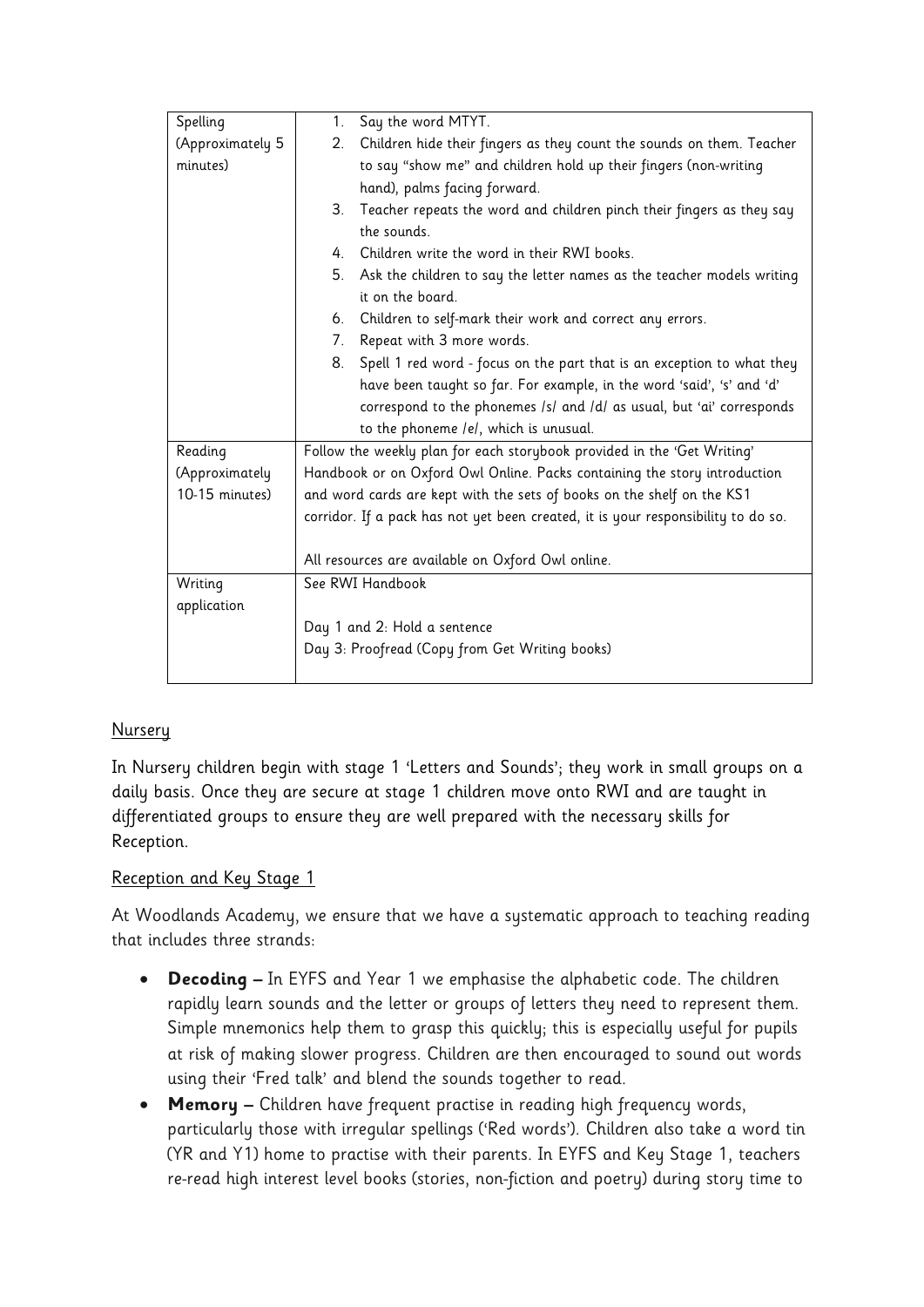| Spelling (Approximately 5 minutes) | 1. Say the word MTYT.<br>2. Children hide their fingers as they count the sounds on them. Teacher to say "show me" and children hold up their fingers (non-writing hand), palms facing forward.<br>3. Teacher repeats the word and children pinch their fingers as they say the sounds.<br>4. Children write the word in their RWI books.<br>5. Ask the children to say the letter names as the teacher models writing it on the board.<br>6. Children to self-mark their work and correct any errors.<br>7. Repeat with 3 more words.<br>8. Spell 1 red word - focus on the part that is an exception to what they have been taught so far. For example, in the word 'said', 's' and 'd' correspond to the phonemes /s/ and /d/ as usual, but 'ai' corresponds to the phoneme /e/, which is unusual. |
|---|---|
| Reading (Approximately 10-15 minutes) | Follow the weekly plan for each storybook provided in the 'Get Writing' Handbook or on Oxford Owl Online. Packs containing the story introduction and word cards are kept with the sets of books on the shelf on the KS1 corridor. If a pack has not yet been created, it is your responsibility to do so.<br><br>All resources are available on Oxford Owl online. |
| Writing application | See RWI Handbook<br><br>Day 1 and 2: Hold a sentence<br>Day 3: Proofread (Copy from Get Writing books) |

## Nursery

In Nursery children begin with stage 1 'Letters and Sounds'; they work in small groups on a daily basis. Once they are secure at stage 1 children move onto RWI and are taught in differentiated groups to ensure they are well prepared with the necessary skills for Reception.

## Reception and Key Stage 1

At Woodlands Academy, we ensure that we have a systematic approach to teaching reading that includes three strands:

- **Decoding –** In EYFS and Year 1 we emphasise the alphabetic code. The children rapidly learn sounds and the letter or groups of letters they need to represent them. Simple mnemonics help them to grasp this quickly; this is especially useful for pupils at risk of making slower progress. Children are then encouraged to sound out words using their 'Fred talk' and blend the sounds together to read.
- **Memory –** Children have frequent practise in reading high frequency words, particularly those with irregular spellings ('Red words'). Children also take a word tin (YR and Y1) home to practise with their parents. In EYFS and Key Stage 1, teachers re-read high interest level books (stories, non-fiction and poetry) during story time to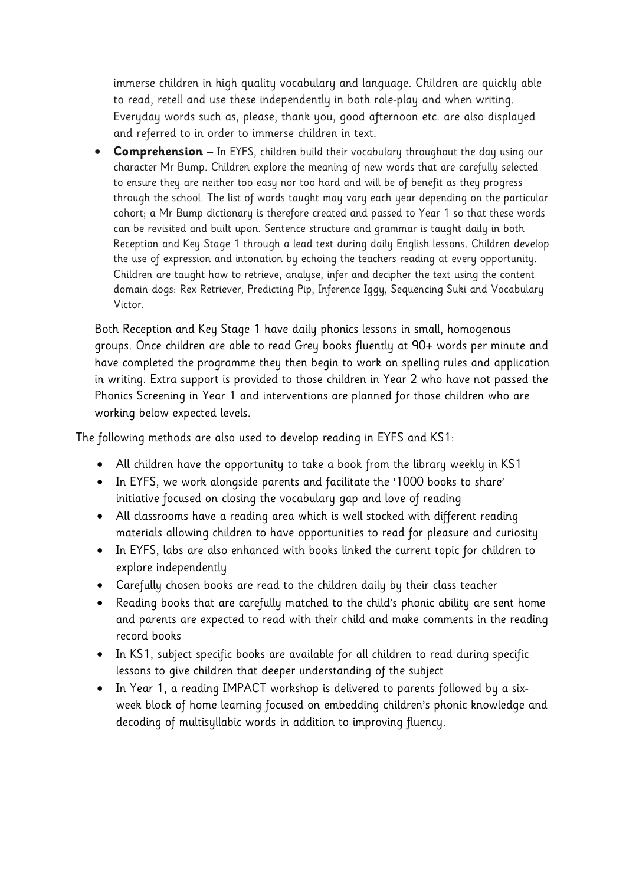immerse children in high quality vocabulary and language. Children are quickly able to read, retell and use these independently in both role-play and when writing. Everyday words such as, please, thank you, good afternoon etc. are also displayed and referred to in order to immerse children in text.

- **Comprehension –** In EYFS, children build their vocabulary throughout the day using our character Mr Bump. Children explore the meaning of new words that are carefully selected to ensure they are neither too easy nor too hard and will be of benefit as they progress through the school. The list of words taught may vary each year depending on the particular cohort; a Mr Bump dictionary is therefore created and passed to Year 1 so that these words can be revisited and built upon. Sentence structure and grammar is taught daily in both Reception and Key Stage 1 through a lead text during daily English lessons. Children develop the use of expression and intonation by echoing the teachers reading at every opportunity. Children are taught how to retrieve, analyse, infer and decipher the text using the content domain dogs: Rex Retriever, Predicting Pip, Inference Iggy, Sequencing Suki and Vocabulary Victor.

Both Reception and Key Stage 1 have daily phonics lessons in small, homogenous groups. Once children are able to read Grey books fluently at 90+ words per minute and have completed the programme they then begin to work on spelling rules and application in writing. Extra support is provided to those children in Year 2 who have not passed the Phonics Screening in Year 1 and interventions are planned for those children who are working below expected levels.

The following methods are also used to develop reading in EYFS and KS1:

- All children have the opportunity to take a book from the library weekly in KS1
- In EYFS, we work alongside parents and facilitate the '1000 books to share' initiative focused on closing the vocabulary gap and love of reading
- All classrooms have a reading area which is well stocked with different reading materials allowing children to have opportunities to read for pleasure and curiosity
- In EYFS, labs are also enhanced with books linked the current topic for children to explore independently
- Carefully chosen books are read to the children daily by their class teacher
- Reading books that are carefully matched to the child's phonic ability are sent home and parents are expected to read with their child and make comments in the reading record books
- In KS1, subject specific books are available for all children to read during specific lessons to give children that deeper understanding of the subject
- In Year 1, a reading IMPACT workshop is delivered to parents followed by a six-week block of home learning focused on embedding children's phonic knowledge and decoding of multisyllabic words in addition to improving fluency.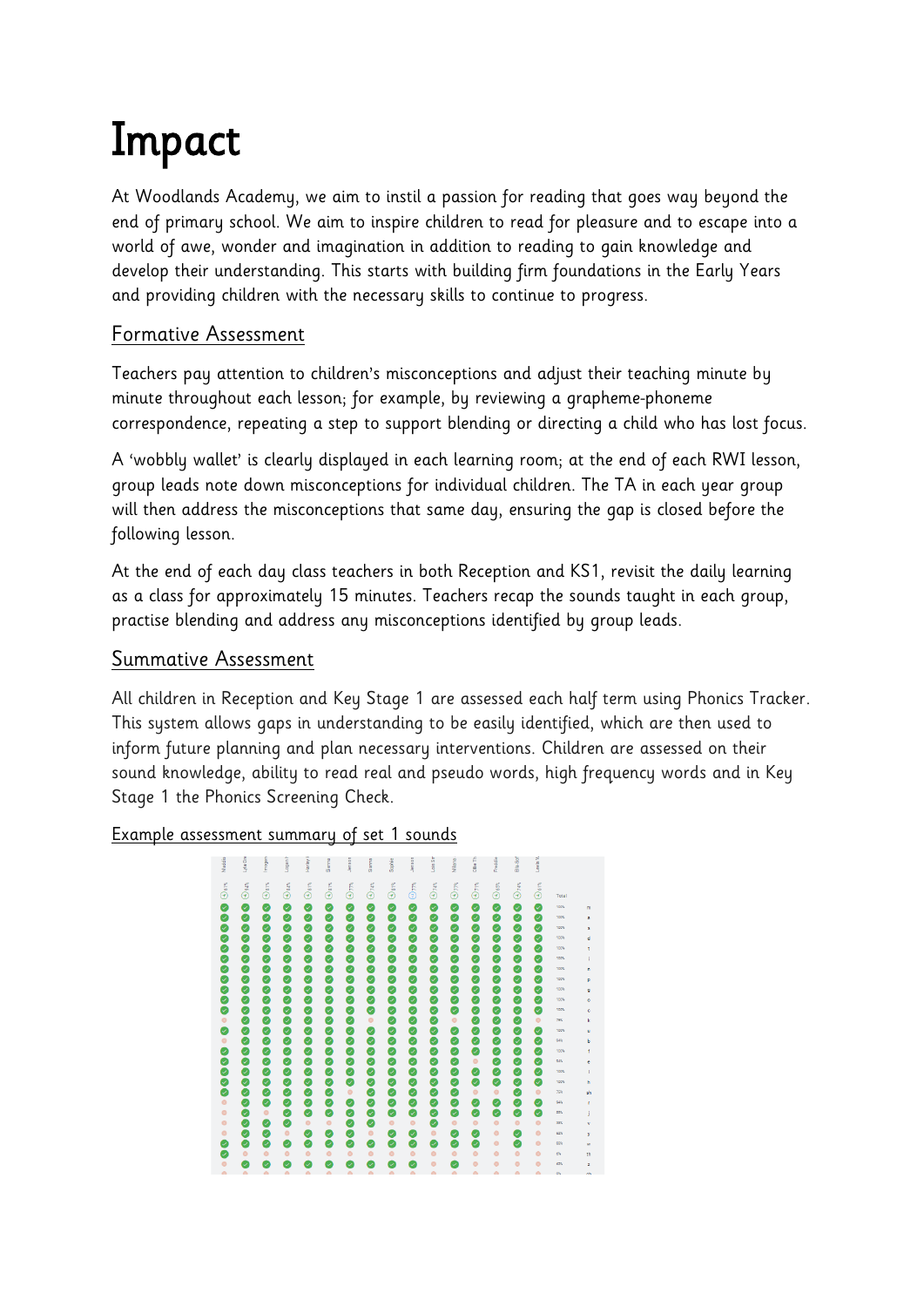# Impact

At Woodlands Academy, we aim to instil a passion for reading that goes way beyond the end of primary school. We aim to inspire children to read for pleasure and to escape into a world of awe, wonder and imagination in addition to reading to gain knowledge and develop their understanding. This starts with building firm foundations in the Early Years and providing children with the necessary skills to continue to progress.

## Formative Assessment

Teachers pay attention to children's misconceptions and adjust their teaching minute by minute throughout each lesson; for example, by reviewing a grapheme-phoneme correspondence, repeating a step to support blending or directing a child who has lost focus.

A 'wobbly wallet' is clearly displayed in each learning room; at the end of each RWI lesson, group leads note down misconceptions for individual children. The TA in each year group will then address the misconceptions that same day, ensuring the gap is closed before the following lesson.

At the end of each day class teachers in both Reception and KS1, revisit the daily learning as a class for approximately 15 minutes. Teachers recap the sounds taught in each group, practise blending and address any misconceptions identified by group leads.

## Summative Assessment

All children in Reception and Key Stage 1 are assessed each half term using Phonics Tracker. This system allows gaps in understanding to be easily identified, which are then used to inform future planning and plan necessary interventions. Children are assessed on their sound knowledge, ability to read real and pseudo words, high frequency words and in Key Stage 1 the Phonics Screening Check.

Example assessment summary of set 1 sounds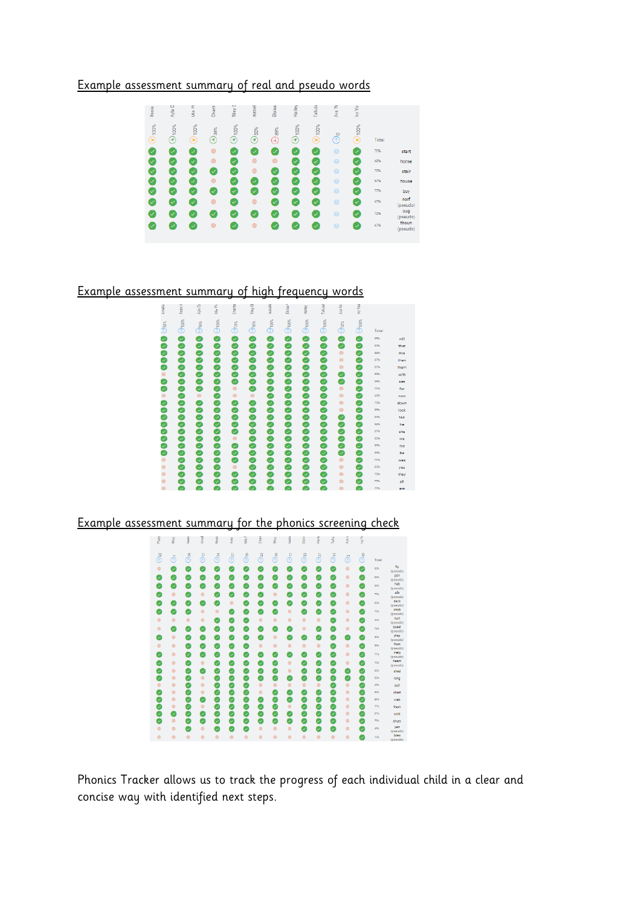Example assessment summary of real and pseudo words

Example assessment summary of high frequency words

Example assessment summary for the phonics screening check

Phonics Tracker allows us to track the progress of each individual child in a clear and concise way with identified next steps.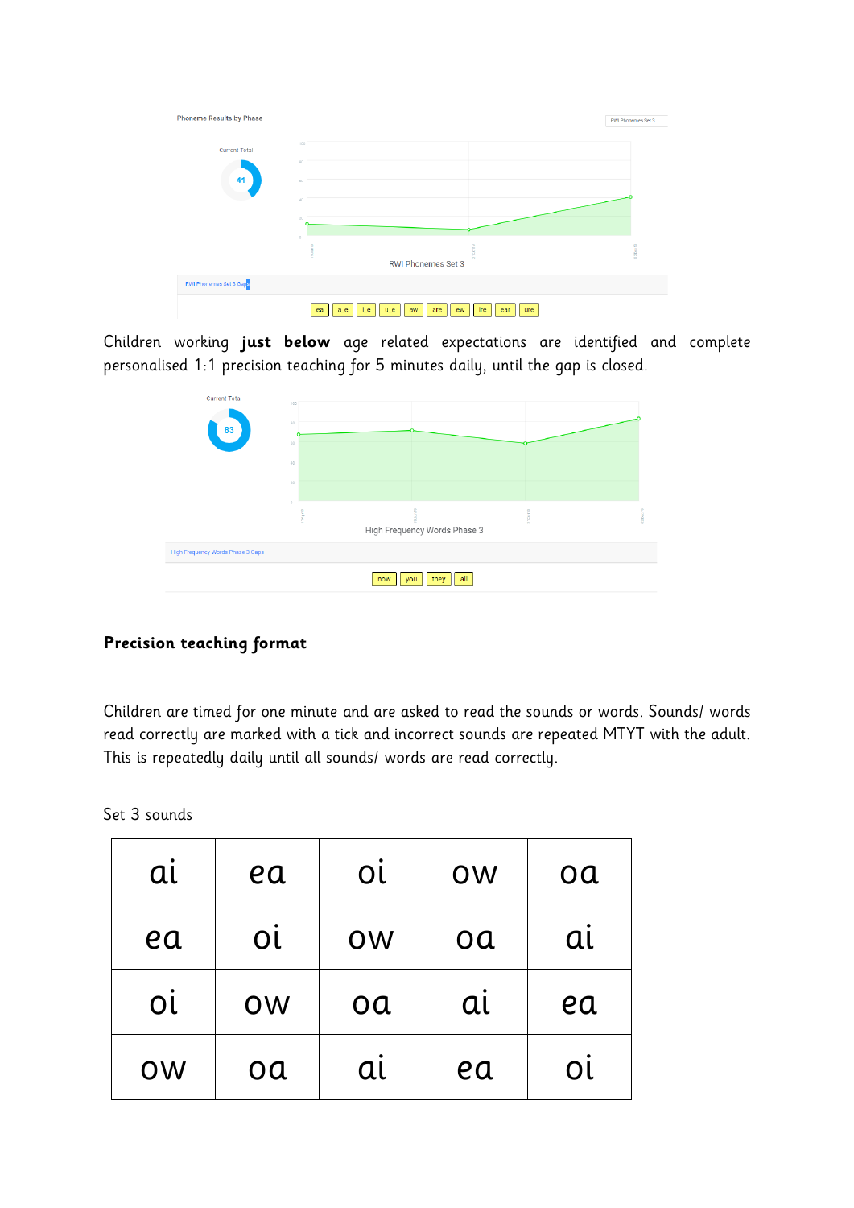Phoneme Results by Phase

RWI Phonemes Set 3

Current Total

41

RWI Phonemes Set 3

RWI Phonemes Set 3 Gaps

ea a_e i_e u_e aw are ew ire ear ure

Children working **just below** age related expectations are identified and complete personalised 1:1 precision teaching for 5 minutes daily, until the gap is closed.

Current Total

83

High Frequency Words Phase 3

High Frequency Words Phase 3 Gaps

now you they all

## Precision teaching format

Children are timed for one minute and are asked to read the sounds or words. Sounds/ words read correctly are marked with a tick and incorrect sounds are repeated MTYT with the adult. This is repeatedly daily until all sounds/ words are read correctly.

Set 3 sounds

| ai | ea | oi | ow | oa |
|---|---|---|---|---|
| ea | oi | ow | oa | ai |
| oi | ow | oa | ai | ea |
| ow | oa | ai | ea | oi |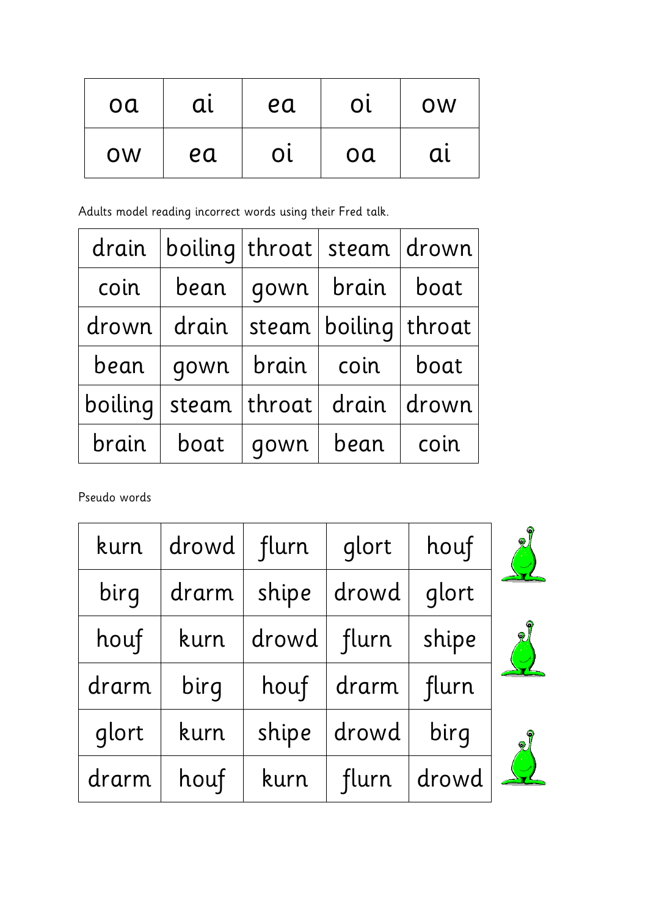| oa | ai | ea | oi | ow |
|---|---|---|---|---|
| ow | ea | oi | oa | ai |

Adults model reading incorrect words using their Fred talk.

| drain | boiling | throat | steam | drown |
|---|---|---|---|---|
| coin | bean | gown | brain | boat |
| drown | drain | steam | boiling | throat |
| bean | gown | brain | coin | boat |
| boiling | steam | throat | drain | drown |
| brain | boat | gown | bean | coin |

Pseudo words

| kurn | drowd | flurn | glort | houf |
|---|---|---|---|---|
| birg | drarm | shipe | drowd | glort |
| houf | kurn | drowd | flurn | shipe |
| drarm | birg | houf | drarm | flurn |
| glort | kurn | shipe | drowd | birg |
| drarm | houf | kurn | flurn | drowd |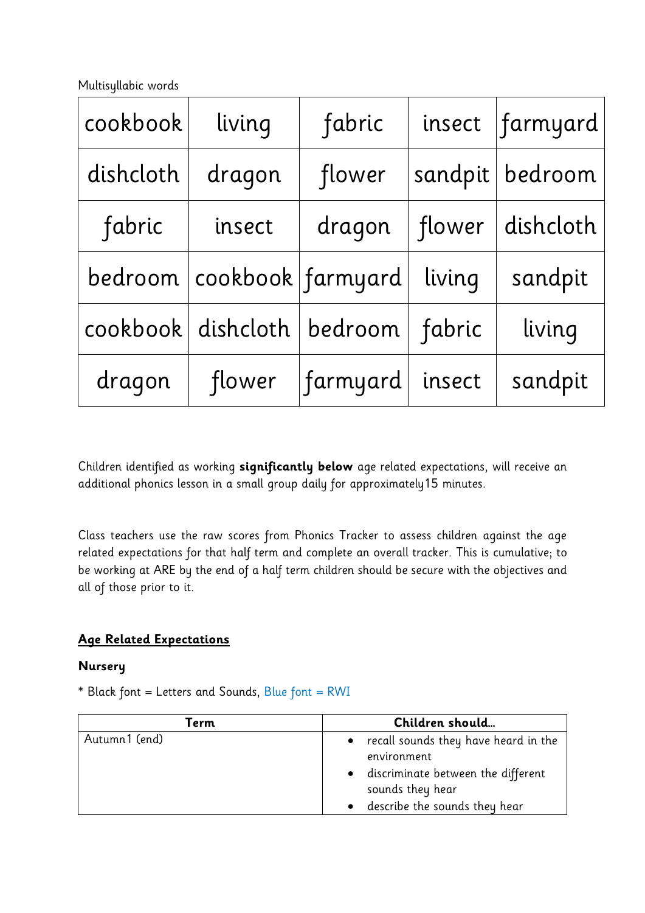Multisyllabic words

| cookbook | living | fabric | insect | farmyard |
| --- | --- | --- | --- | --- |
| dishcloth | dragon | flower | sandpit | bedroom |
| fabric | insect | dragon | flower | dishcloth |
| bedroom | cookbook | farmyard | living | sandpit |
| cookbook | dishcloth | bedroom | fabric | living |
| dragon | flower | farmyard | insect | sandpit |

Children identified as working **significantly below** age related expectations, will receive an additional phonics lesson in a small group daily for approximately15 minutes.

Class teachers use the raw scores from Phonics Tracker to assess children against the age related expectations for that half term and complete an overall tracker. This is cumulative; to be working at ARE by the end of a half term children should be secure with the objectives and all of those prior to it.

## Age Related Expectations

### Nursery

* Black font = Letters and Sounds, Blue font = RWI

| Term | Children should… |
| --- | --- |
| Autumn1 (end) | • recall sounds they have heard in the environment<br>• discriminate between the different sounds they hear<br>• describe the sounds they hear |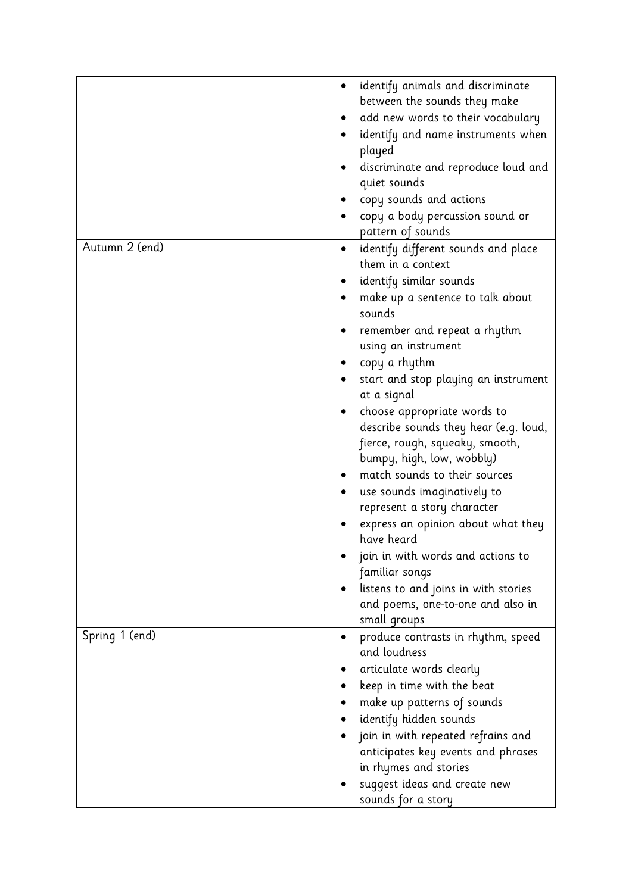| | |
|---|---|
| | <ul><li>identify animals and discriminate between the sounds they make</li><li>add new words to their vocabulary</li><li>identify and name instruments when played</li><li>discriminate and reproduce loud and quiet sounds</li><li>copy sounds and actions</li><li>copy a body percussion sound or pattern of sounds</li></ul> |
| Autumn 2 (end) | <ul><li>identify different sounds and place them in a context</li><li>identify similar sounds</li><li>make up a sentence to talk about sounds</li><li>remember and repeat a rhythm using an instrument</li><li>copy a rhythm</li><li>start and stop playing an instrument at a signal</li><li>choose appropriate words to describe sounds they hear (e.g. loud, fierce, rough, squeaky, smooth, bumpy, high, low, wobbly)</li><li>match sounds to their sources</li><li>use sounds imaginatively to represent a story character</li><li>express an opinion about what they have heard</li><li>join in with words and actions to familiar songs</li><li>listens to and joins in with stories and poems, one-to-one and also in small groups</li></ul> |
| Spring 1 (end) | <ul><li>produce contrasts in rhythm, speed and loudness</li><li>articulate words clearly</li><li>keep in time with the beat</li><li>make up patterns of sounds</li><li>identify hidden sounds</li><li>join in with repeated refrains and anticipates key events and phrases in rhymes and stories</li><li>suggest ideas and create new sounds for a story</li></ul> |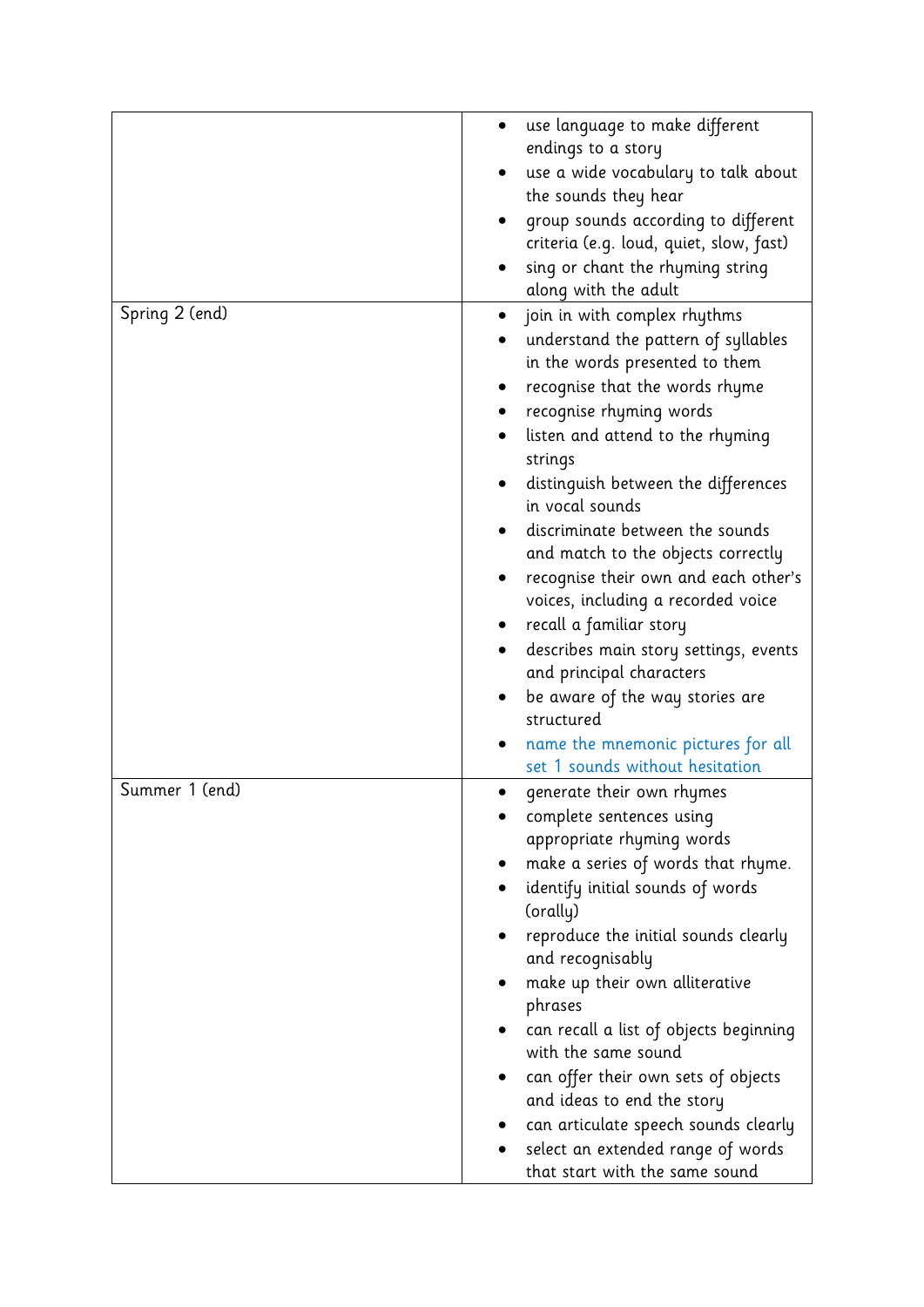| | |
|---|---|
| | • use language to make different endings to a story<br>• use a wide vocabulary to talk about the sounds they hear<br>• group sounds according to different criteria (e.g. loud, quiet, slow, fast)<br>• sing or chant the rhyming string along with the adult |
| Spring 2 (end) | • join in with complex rhythms<br>• understand the pattern of syllables in the words presented to them<br>• recognise that the words rhyme<br>• recognise rhyming words<br>• listen and attend to the rhyming strings<br>• distinguish between the differences in vocal sounds<br>• discriminate between the sounds and match to the objects correctly<br>• recognise their own and each other's voices, including a recorded voice<br>• recall a familiar story<br>• describes main story settings, events and principal characters<br>• be aware of the way stories are structured<br>• name the mnemonic pictures for all set 1 sounds without hesitation |
| Summer 1 (end) | • generate their own rhymes<br>• complete sentences using appropriate rhyming words<br>• make a series of words that rhyme.<br>• identify initial sounds of words (orally)<br>• reproduce the initial sounds clearly and recognisably<br>• make up their own alliterative phrases<br>• can recall a list of objects beginning with the same sound<br>• can offer their own sets of objects and ideas to end the story<br>• can articulate speech sounds clearly<br>• select an extended range of words that start with the same sound |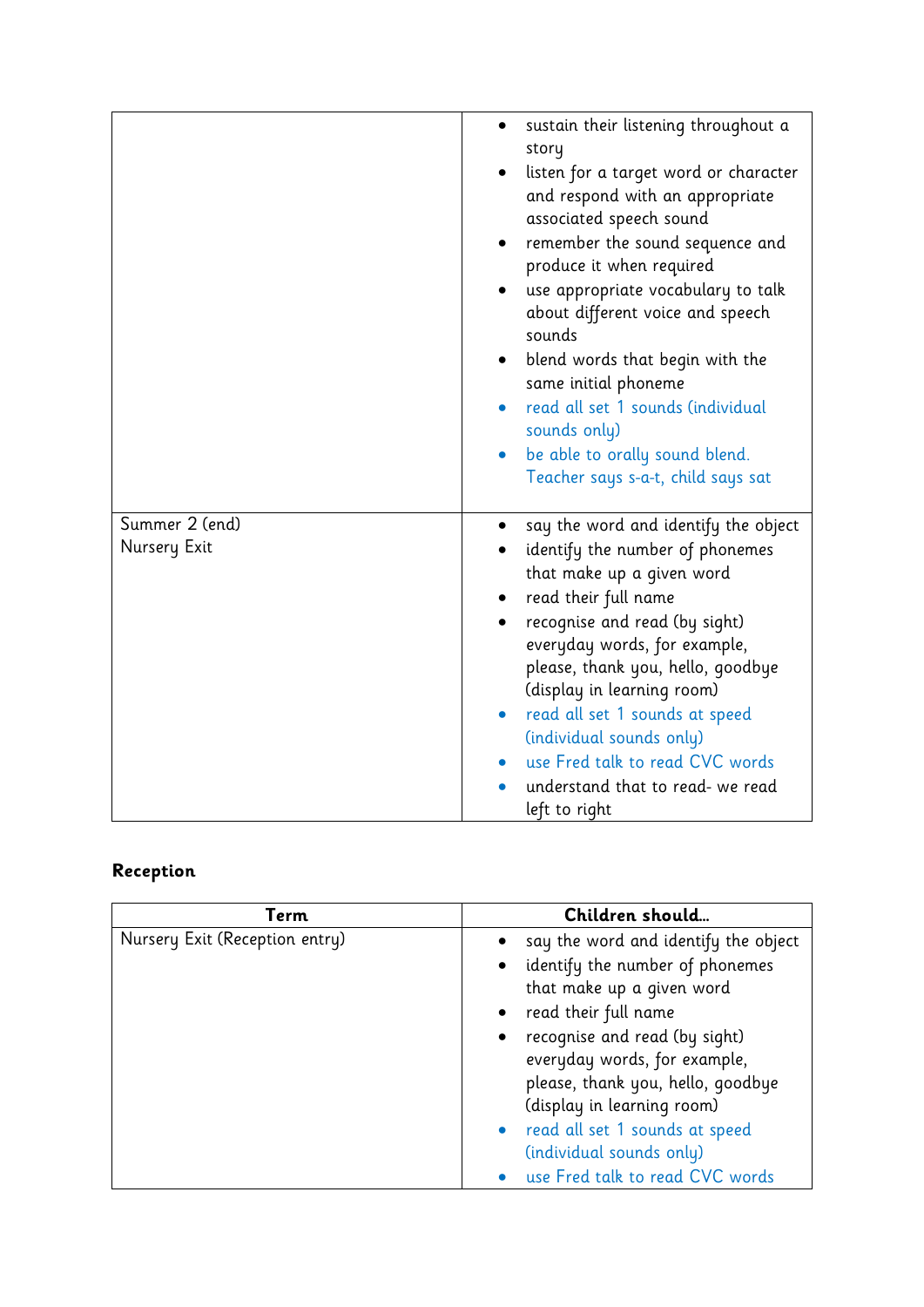| | |
|---|---|
| | • sustain their listening throughout a story<br>• listen for a target word or character and respond with an appropriate associated speech sound<br>• remember the sound sequence and produce it when required<br>• use appropriate vocabulary to talk about different voice and speech sounds<br>• blend words that begin with the same initial phoneme<br>• read all set 1 sounds (individual sounds only)<br>• be able to orally sound blend. Teacher says s-a-t, child says sat |
| Summer 2 (end)<br>Nursery Exit | • say the word and identify the object<br>• identify the number of phonemes that make up a given word<br>• read their full name<br>• recognise and read (by sight) everyday words, for example, please, thank you, hello, goodbye (display in learning room)<br>• read all set 1 sounds at speed (individual sounds only)<br>• use Fred talk to read CVC words<br>• understand that to read- we read left to right |

**Reception**

| Term | Children should… |
|---|---|
| Nursery Exit (Reception entry) | • say the word and identify the object<br>• identify the number of phonemes that make up a given word<br>• read their full name<br>• recognise and read (by sight) everyday words, for example, please, thank you, hello, goodbye (display in learning room)<br>• read all set 1 sounds at speed (individual sounds only)<br>• use Fred talk to read CVC words |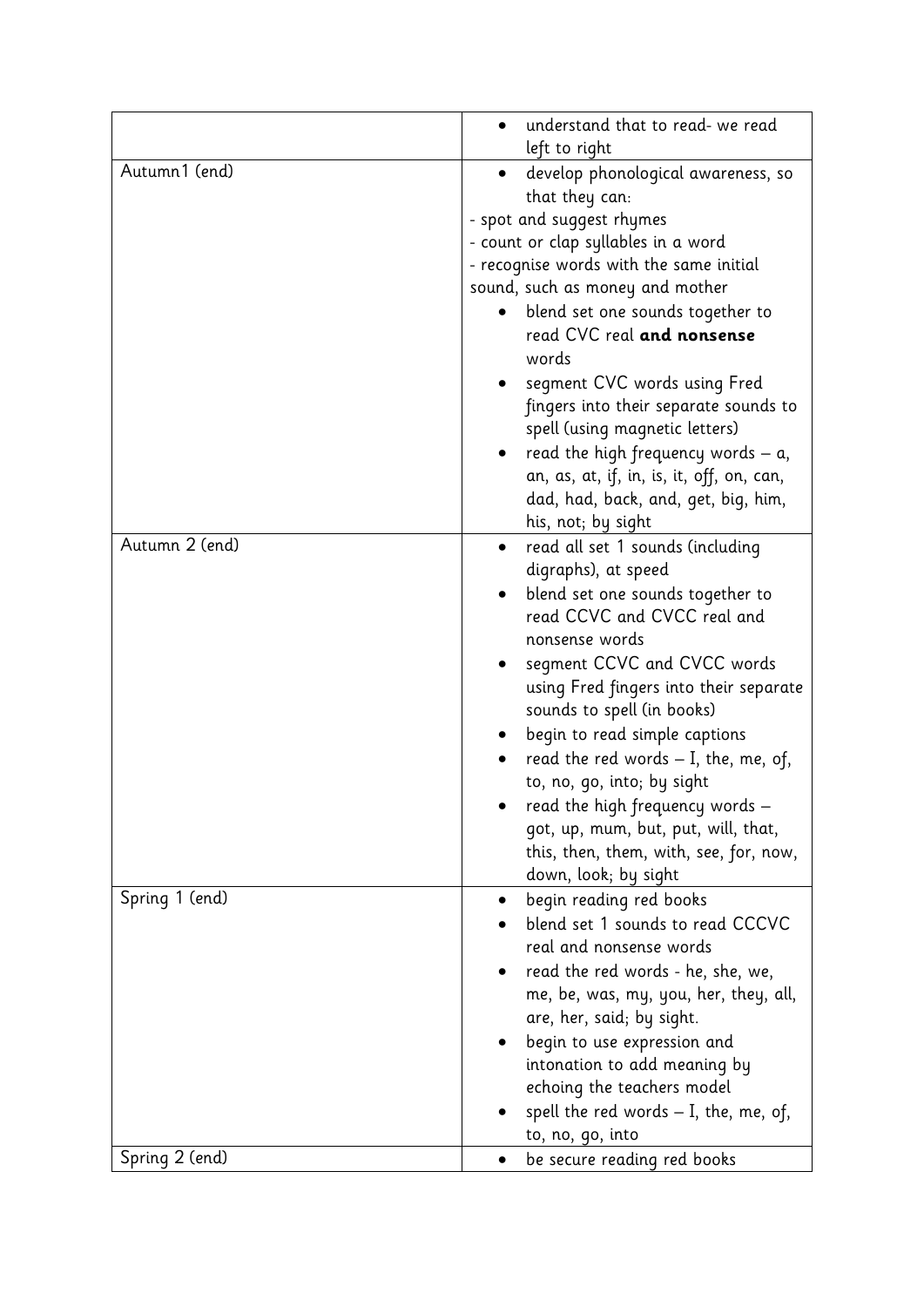| | |
|---|---|
| | • understand that to read- we read left to right |
| Autumn1 (end) | • develop phonological awareness, so that they can:<br>- spot and suggest rhymes<br>- count or clap syllables in a word<br>- recognise words with the same initial sound, such as money and mother<br>• blend set one sounds together to read CVC real **and nonsense** words<br>• segment CVC words using Fred fingers into their separate sounds to spell (using magnetic letters)<br>• read the high frequency words – a, an, as, at, if, in, is, it, off, on, can, dad, had, back, and, get, big, him, his, not; by sight |
| Autumn 2 (end) | • read all set 1 sounds (including digraphs), at speed<br>• blend set one sounds together to read CCVC and CVCC real and nonsense words<br>• segment CCVC and CVCC words using Fred fingers into their separate sounds to spell (in books)<br>• begin to read simple captions<br>• read the red words – I, the, me, of, to, no, go, into; by sight<br>• read the high frequency words – got, up, mum, but, put, will, that, this, then, them, with, see, for, now, down, look; by sight |
| Spring 1 (end) | • begin reading red books<br>• blend set 1 sounds to read CCCVC real and nonsense words<br>• read the red words - he, she, we, me, be, was, my, you, her, they, all, are, her, said; by sight.<br>• begin to use expression and intonation to add meaning by echoing the teachers model<br>• spell the red words – I, the, me, of, to, no, go, into |
| Spring 2 (end) | • be secure reading red books |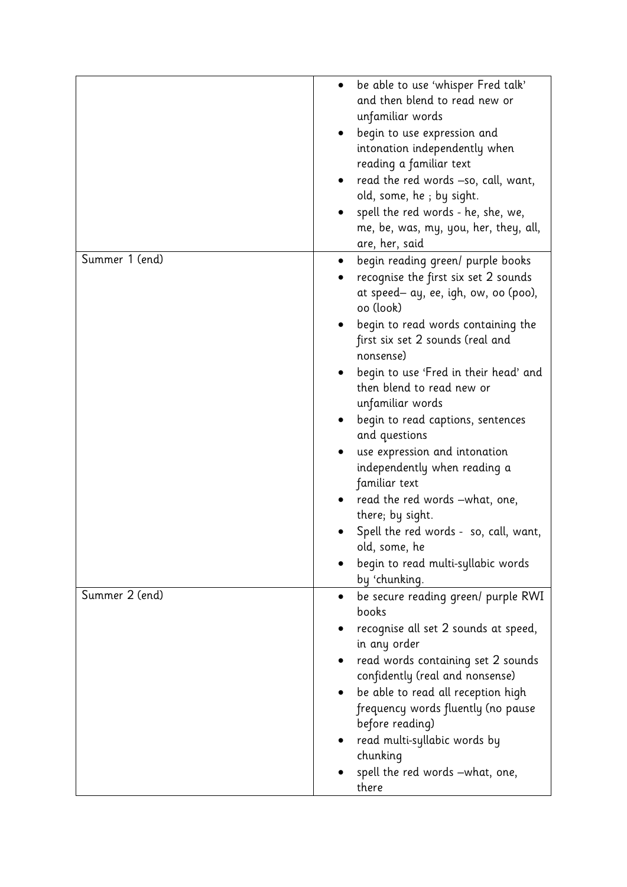| | |
|---|---|
| | • be able to use 'whisper Fred talk' and then blend to read new or unfamiliar words<br>• begin to use expression and intonation independently when reading a familiar text<br>• read the red words –so, call, want, old, some, he ; by sight.<br>• spell the red words - he, she, we, me, be, was, my, you, her, they, all, are, her, said |
| Summer 1 (end) | • begin reading green/ purple books<br>• recognise the first six set 2 sounds at speed– ay, ee, igh, ow, oo (poo), oo (look)<br>• begin to read words containing the first six set 2 sounds (real and nonsense)<br>• begin to use 'Fred in their head' and then blend to read new or unfamiliar words<br>• begin to read captions, sentences and questions<br>• use expression and intonation independently when reading a familiar text<br>• read the red words –what, one, there; by sight.<br>• Spell the red words - so, call, want, old, some, he<br>• begin to read multi-syllabic words by 'chunking. |
| Summer 2 (end) | • be secure reading green/ purple RWI books<br>• recognise all set 2 sounds at speed, in any order<br>• read words containing set 2 sounds confidently (real and nonsense)<br>• be able to read all reception high frequency words fluently (no pause before reading)<br>• read multi-syllabic words by chunking<br>• spell the red words –what, one, there |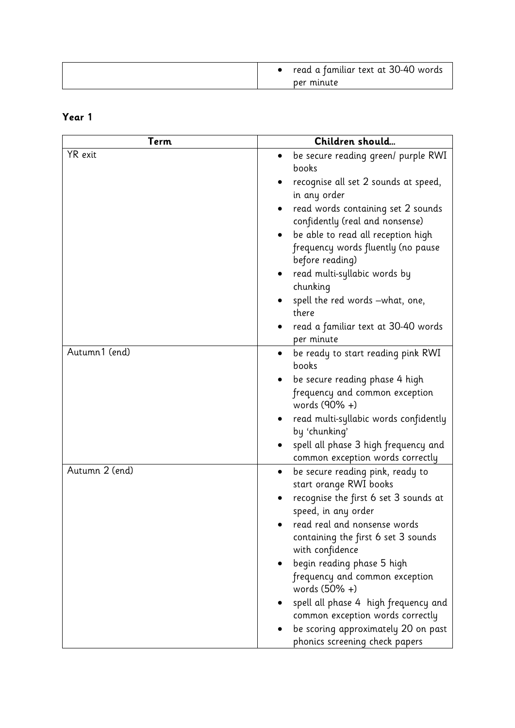| | |
|---|---|
| | • read a familiar text at 30-40 words per minute |

**Year 1**

| Term | Children should… |
|---|---|
| YR exit | • be secure reading green/ purple RWI books<br>• recognise all set 2 sounds at speed, in any order<br>• read words containing set 2 sounds confidently (real and nonsense)<br>• be able to read all reception high frequency words fluently (no pause before reading)<br>• read multi-syllabic words by chunking<br>• spell the red words –what, one, there<br>• read a familiar text at 30-40 words per minute |
| Autumn1 (end) | • be ready to start reading pink RWI books<br>• be secure reading phase 4 high frequency and common exception words (90% +)<br>• read multi-syllabic words confidently by 'chunking'<br>• spell all phase 3 high frequency and common exception words correctly |
| Autumn 2 (end) | • be secure reading pink, ready to start orange RWI books<br>• recognise the first 6 set 3 sounds at speed, in any order<br>• read real and nonsense words containing the first 6 set 3 sounds with confidence<br>• begin reading phase 5 high frequency and common exception words (50% +)<br>• spell all phase 4 high frequency and common exception words correctly<br>• be scoring approximately 20 on past phonics screening check papers |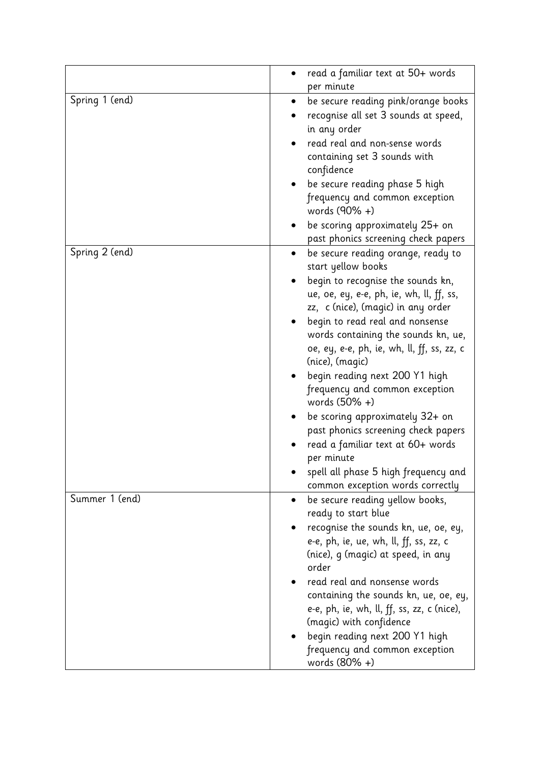| | |
|---|---|
| | • read a familiar text at 50+ words per minute |
| Spring 1 (end) | • be secure reading pink/orange books<br>• recognise all set 3 sounds at speed, in any order<br>• read real and non-sense words containing set 3 sounds with confidence<br>• be secure reading phase 5 high frequency and common exception words (90% +)<br>• be scoring approximately 25+ on past phonics screening check papers |
| Spring 2 (end) | • be secure reading orange, ready to start yellow books<br>• begin to recognise the sounds kn, ue, oe, ey, e-e, ph, ie, wh, ll, ff, ss, zz, c (nice), (magic) in any order<br>• begin to read real and nonsense words containing the sounds kn, ue, oe, ey, e-e, ph, ie, wh, ll, ff, ss, zz, c (nice), (magic)<br>• begin reading next 200 Y1 high frequency and common exception words (50% +)<br>• be scoring approximately 32+ on past phonics screening check papers<br>• read a familiar text at 60+ words per minute<br>• spell all phase 5 high frequency and common exception words correctly |
| Summer 1 (end) | • be secure reading yellow books, ready to start blue<br>• recognise the sounds kn, ue, oe, ey, e-e, ph, ie, ue, wh, ll, ff, ss, zz, c (nice), g (magic) at speed, in any order<br>• read real and nonsense words containing the sounds kn, ue, oe, ey, e-e, ph, ie, wh, ll, ff, ss, zz, c (nice), (magic) with confidence<br>• begin reading next 200 Y1 high frequency and common exception words (80% +) |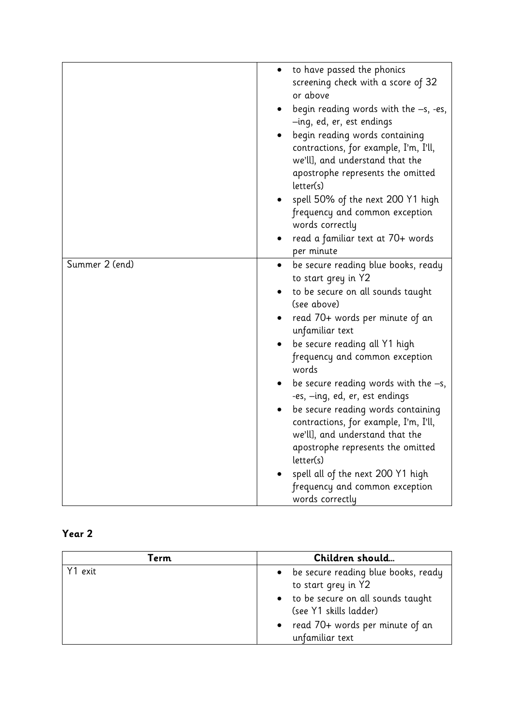| | |
|---|---|
| | • to have passed the phonics screening check with a score of 32 or above<br>• begin reading words with the –s, -es, –ing, ed, er, est endings<br>• begin reading words containing contractions, for example, I'm, I'll, we'll], and understand that the apostrophe represents the omitted letter(s)<br>• spell 50% of the next 200 Y1 high frequency and common exception words correctly<br>• read a familiar text at 70+ words per minute |
| Summer 2 (end) | • be secure reading blue books, ready to start grey in Y2<br>• to be secure on all sounds taught (see above)<br>• read 70+ words per minute of an unfamiliar text<br>• be secure reading all Y1 high frequency and common exception words<br>• be secure reading words with the –s, -es, –ing, ed, er, est endings<br>• be secure reading words containing contractions, for example, I'm, I'll, we'll], and understand that the apostrophe represents the omitted letter(s)<br>• spell all of the next 200 Y1 high frequency and common exception words correctly |

**Year 2**

| Term | Children should… |
|---|---|
| Y1 exit | • be secure reading blue books, ready to start grey in Y2<br>• to be secure on all sounds taught (see Y1 skills ladder)<br>• read 70+ words per minute of an unfamiliar text |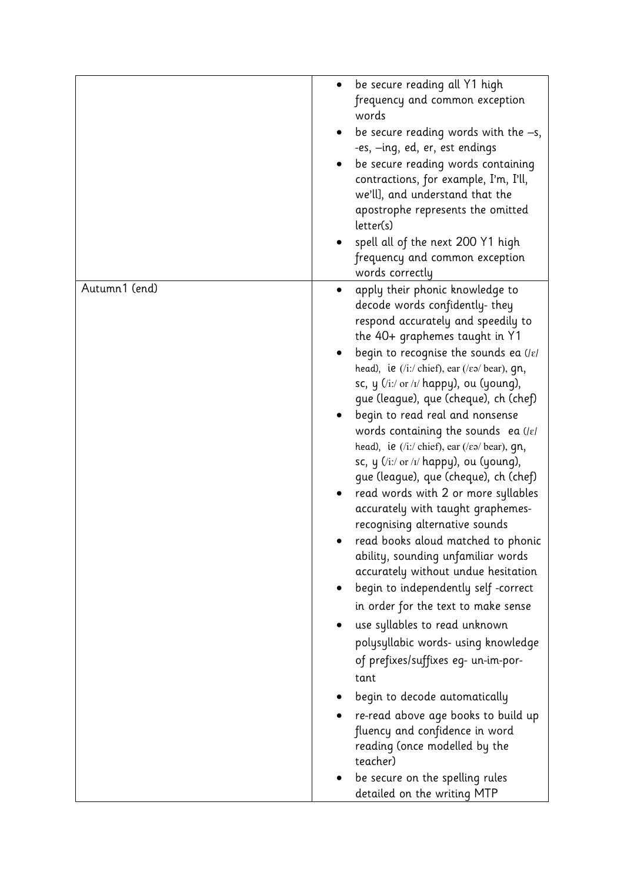| | |
|---|---|
| | • be secure reading all Y1 high frequency and common exception words<br>• be secure reading words with the –s, -es, –ing, ed, er, est endings<br>• be secure reading words containing contractions, for example, I'm, I'll, we'll], and understand that the apostrophe represents the omitted letter(s)<br>• spell all of the next 200 Y1 high frequency and common exception words correctly |
| Autumn1 (end) | • apply their phonic knowledge to decode words confidently- they respond accurately and speedily to the 40+ graphemes taught in Y1<br>• begin to recognise the sounds ea (/ɛ/ head), ie (/iː/ chief), ear (/ɛə/ bear), gn, sc, y (/iː/ or /ɪ/ happy), ou (young), gue (league), que (cheque), ch (chef)<br>• begin to read real and nonsense words containing the sounds ea (/ɛ/ head), ie (/iː/ chief), ear (/ɛə/ bear), gn, sc, y (/iː/ or /ɪ/ happy), ou (young), gue (league), que (cheque), ch (chef)<br>• read words with 2 or more syllables accurately with taught graphemes-recognising alternative sounds<br>• read books aloud matched to phonic ability, sounding unfamiliar words accurately without undue hesitation<br>• begin to independently self -correct in order for the text to make sense<br>• use syllables to read unknown polysyllabic words- using knowledge of prefixes/suffixes eg- un-im-por-tant<br>• begin to decode automatically<br>• re-read above age books to build up fluency and confidence in word reading (once modelled by the teacher)<br>• be secure on the spelling rules detailed on the writing MTP |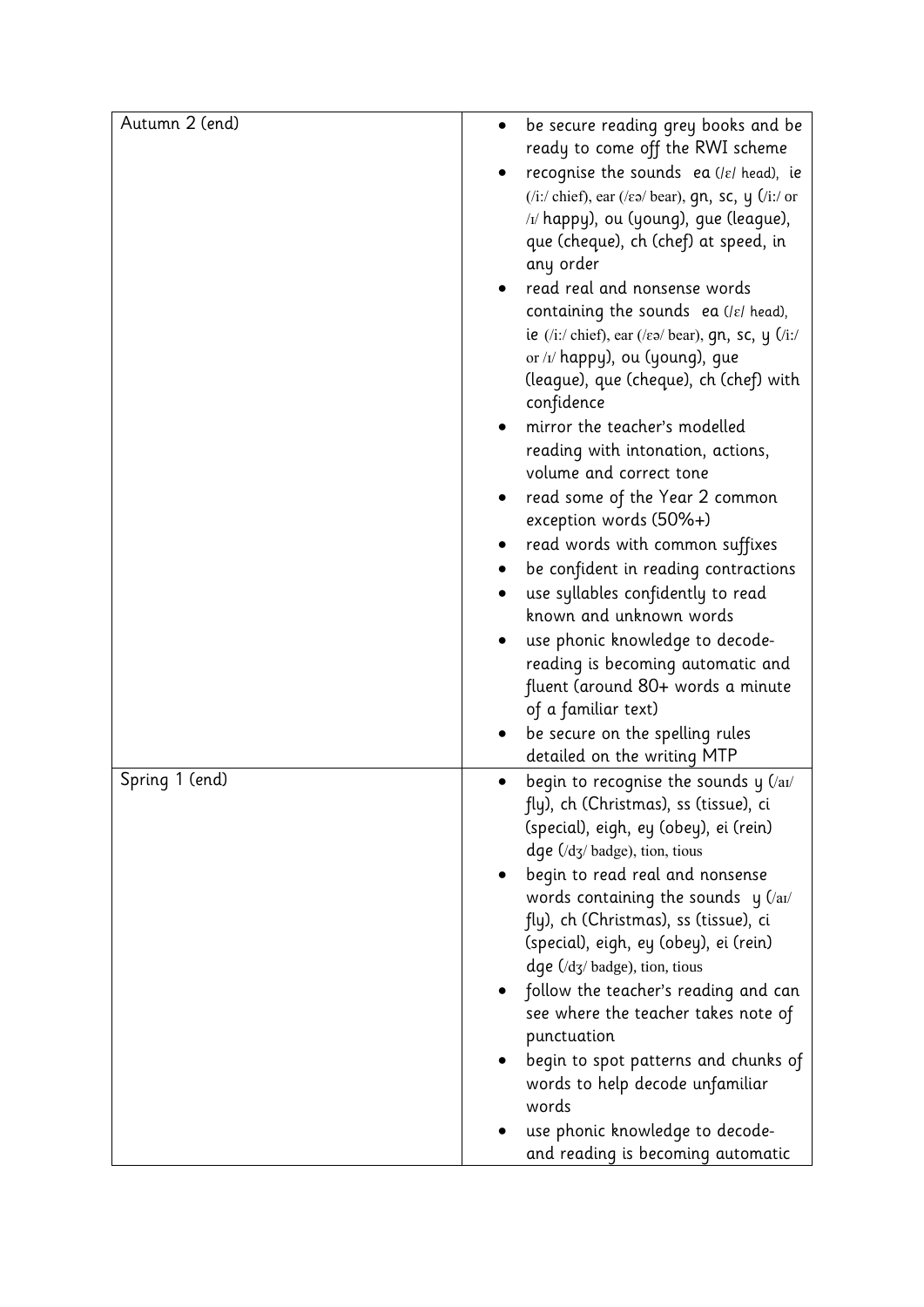| | |
|---|---|
| Autumn 2 (end) | • be secure reading grey books and be ready to come off the RWI scheme<br>• recognise the sounds ea (/ɛ/ head), ie (/i:/ chief), ear (/ɛə/ bear), gn, sc, y (/i:/ or /ɪ/ happy), ou (young), gue (league), que (cheque), ch (chef) at speed, in any order<br>• read real and nonsense words containing the sounds ea (/ɛ/ head), ie (/i:/ chief), ear (/ɛə/ bear), gn, sc, y (/i:/ or /ɪ/ happy), ou (young), gue (league), que (cheque), ch (chef) with confidence<br>• mirror the teacher's modelled reading with intonation, actions, volume and correct tone<br>• read some of the Year 2 common exception words (50%+)<br>• read words with common suffixes<br>• be confident in reading contractions<br>• use syllables confidently to read known and unknown words<br>• use phonic knowledge to decode-reading is becoming automatic and fluent (around 80+ words a minute of a familiar text)<br>• be secure on the spelling rules detailed on the writing MTP |
| Spring 1 (end) | • begin to recognise the sounds y (/aɪ/ fly), ch (Christmas), ss (tissue), ci (special), eigh, ey (obey), ei (rein) dge (/dʒ/ badge), tion, tious<br>• begin to read real and nonsense words containing the sounds y (/aɪ/ fly), ch (Christmas), ss (tissue), ci (special), eigh, ey (obey), ei (rein) dge (/dʒ/ badge), tion, tious<br>• follow the teacher's reading and can see where the teacher takes note of punctuation<br>• begin to spot patterns and chunks of words to help decode unfamiliar words<br>• use phonic knowledge to decode-and reading is becoming automatic |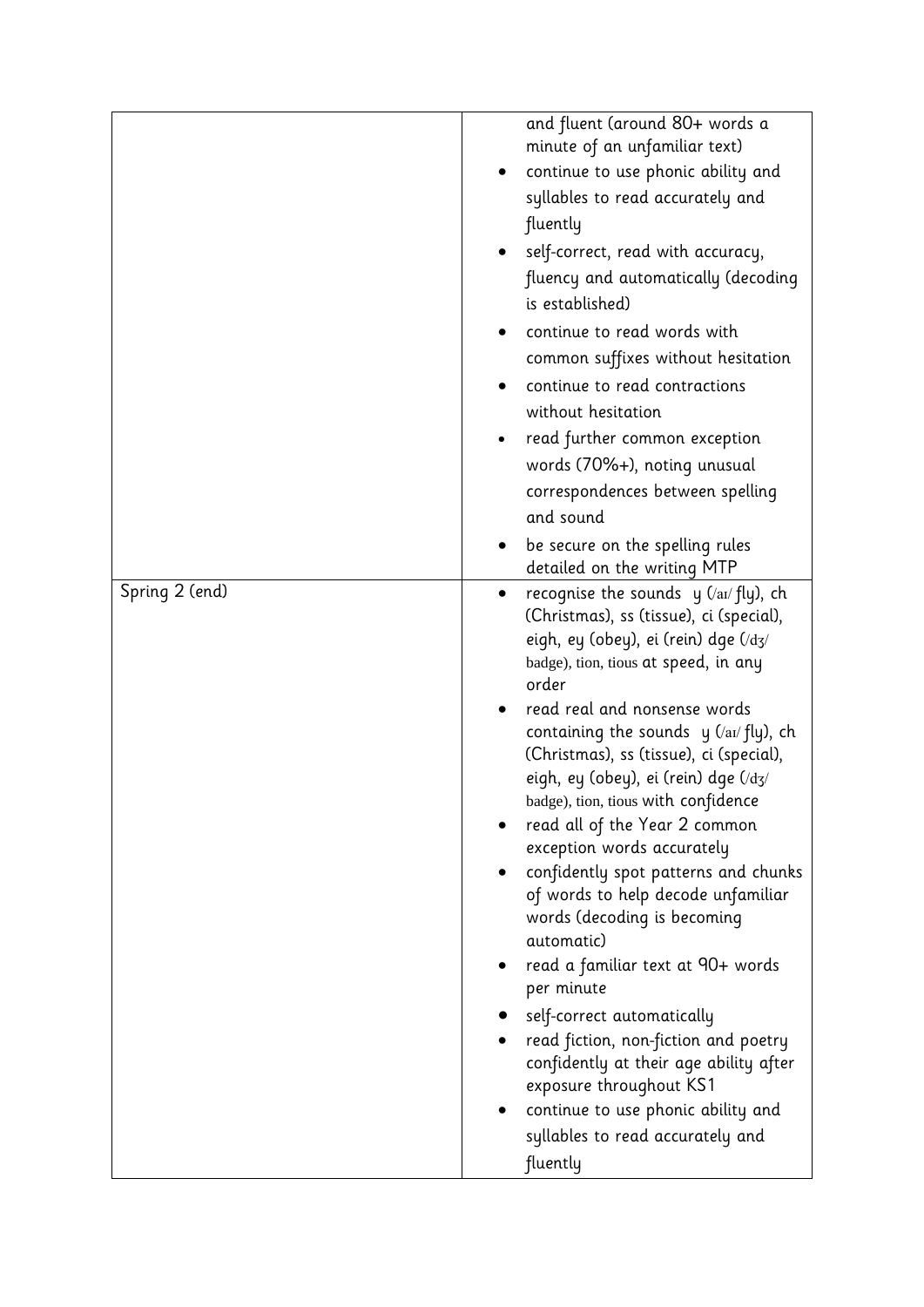| | |
|---|---|
| | and fluent (around 80+ words a minute of an unfamiliar text)<br>• continue to use phonic ability and syllables to read accurately and fluently<br>• self-correct, read with accuracy, fluency and automatically (decoding is established)<br>• continue to read words with common suffixes without hesitation<br>• continue to read contractions without hesitation<br>• read further common exception words (70%+), noting unusual correspondences between spelling and sound<br>• be secure on the spelling rules detailed on the writing MTP |
| Spring 2 (end) | • recognise the sounds y (/aɪ/ fly), ch (Christmas), ss (tissue), ci (special), eigh, ey (obey), ei (rein) dge (/dʒ/ badge), tion, tious at speed, in any order<br>• read real and nonsense words containing the sounds y (/aɪ/ fly), ch (Christmas), ss (tissue), ci (special), eigh, ey (obey), ei (rein) dge (/dʒ/ badge), tion, tious with confidence<br>• read all of the Year 2 common exception words accurately<br>• confidently spot patterns and chunks of words to help decode unfamiliar words (decoding is becoming automatic)<br>• read a familiar text at 90+ words per minute<br>• self-correct automatically<br>• read fiction, non-fiction and poetry confidently at their age ability after exposure throughout KS1<br>• continue to use phonic ability and syllables to read accurately and fluently |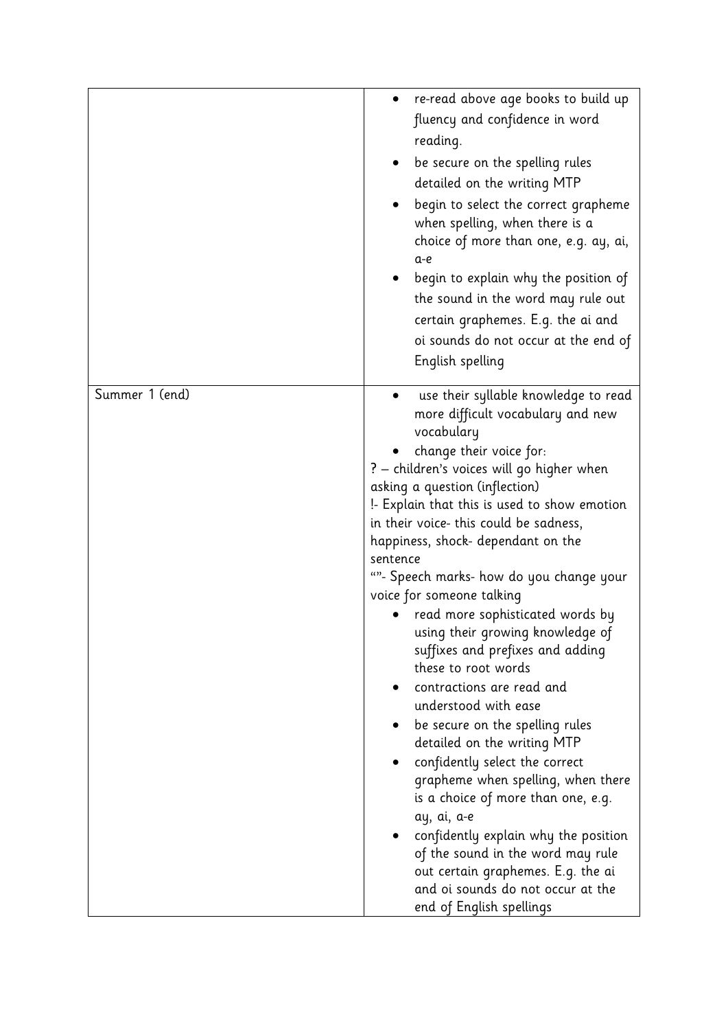| | |
|---|---|
| | • re-read above age books to build up fluency and confidence in word reading.<br>• be secure on the spelling rules detailed on the writing MTP<br>• begin to select the correct grapheme when spelling, when there is a choice of more than one, e.g. ay, ai, a-e<br>• begin to explain why the position of the sound in the word may rule out certain graphemes. E.g. the ai and oi sounds do not occur at the end of English spelling |
| Summer 1 (end) | • use their syllable knowledge to read more difficult vocabulary and new vocabulary<br>• change their voice for:<br>? – children's voices will go higher when asking a question (inflection)<br>!- Explain that this is used to show emotion in their voice- this could be sadness, happiness, shock- dependant on the sentence<br>""- Speech marks- how do you change your voice for someone talking<br>• read more sophisticated words by using their growing knowledge of suffixes and prefixes and adding these to root words<br>• contractions are read and understood with ease<br>• be secure on the spelling rules detailed on the writing MTP<br>• confidently select the correct grapheme when spelling, when there is a choice of more than one, e.g. ay, ai, a-e<br>• confidently explain why the position of the sound in the word may rule out certain graphemes. E.g. the ai and oi sounds do not occur at the end of English spellings |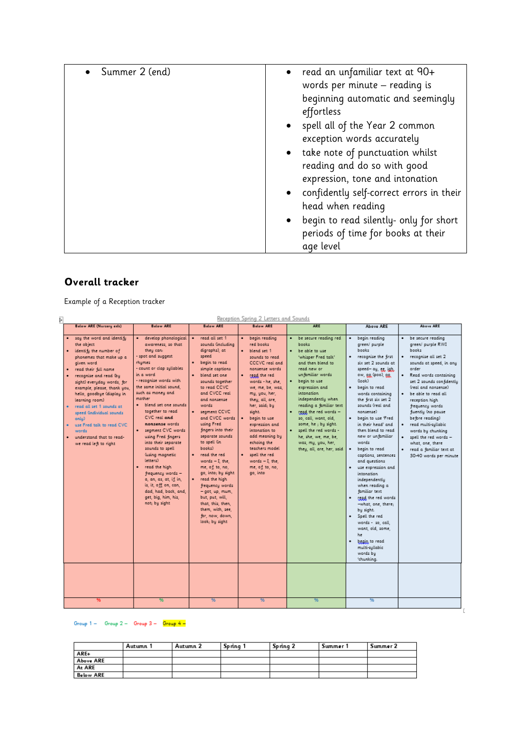| | |
|---|---|
| • Summer 2 (end) | • read an unfamiliar text at 90+ words per minute – reading is beginning automatic and seemingly effortless<br>• spell all of the Year 2 common exception words accurately<br>• take note of punctuation whilst reading and do so with good expression, tone and intonation<br>• confidently self-correct errors in their head when reading<br>• begin to read silently- only for short periods of time for books at their age level |

## Overall tracker

Example of a Reception tracker

Reception Spring 2 Letters and Sounds

| Below ARE (Nursery exits) | Below ARE | Below ARE | Below ARE | ARE | Above ARE | Above ARE |
|---|---|---|---|---|---|---|
| • say the word and identify the object<br>• identify the number of phonemes that make up a given word<br>• read their full name<br>• recognise and read (by sight) everyday words, for example, please, thank you, hello, goodbye (display in learning room)<br>• read all set 1 sounds at speed (individual sounds only)<br>• use Fred talk to read CVC words<br>• understand that to read- we read left to right | • develop phonological awareness, so that they can:<br>- spot and suggest rhymes<br>- count or clap syllables in a word<br>- recognise words with the same initial sound, such as money and mother<br>• blend set one sounds together to read CVC real and nonsense words<br>• segment CVC words using Fred fingers into their separate sounds to spell (using magnetic letters)<br>• read the high frequency words – a, an, as, at, if, in, is, it, off, on, can, dad, had, back, and, get, big, him, his, not; by sight | • read all set 1 sounds (including digraphs), at speed<br>• begin to read simple captions<br>• blend set one sounds together to read CVCC and CVCC real and nonsense words<br>• segment CCVC and CVCC words using Fred fingers into their separate sounds to spell (in books)<br>• read the red words – I, the, me, of, to, no, go, into; by sight<br>• read the high frequency words – got, up, mum, but, put, will, that, this, then, them, with, see, for, now, down, look; by sight | • begin reading red books<br>• blend set 1 sounds to read CCCVC real and nonsense words<br>• read the red words - he, she, we, me, be, was, my, you, her, they, all, are, her, said; by sight.<br>• begin to use expression and intonation to add meaning by echoing the teachers model<br>• spell the red words – I, the, me, of, to, no, go, into | • be secure reading red books<br>• be able to use 'whisper Fred talk' and then blend to read new or unfamiliar words<br>• begin to use expression and intonation independently when reading a familiar text<br>• read the red words – so, call, want, old, some, he ; by sight.<br>• spell the red words - he, she, we, me, be, was, my, you, her, they, all, are, her, said | • begin reading green/ purple books<br>• recognise the first six set 2 sounds at speed– ay, ee, igh, ow, oo (poo), oo (look)<br>• begin to read words containing the first six set 2 sounds (real and nonsense)<br>• begin to use 'Fred in their head' and then blend to read new or unfamiliar words<br>• begin to read captions, sentences and questions<br>• use expression and intonation independently when reading a familiar text<br>• read the red words –what, one, there; by sight.<br>• Spell the red words - so, call, want, old, some, he<br>• begin to read multi-syllabic words by 'chunking. | • be secure reading green/ purple RWI books<br>• recognise all set 2 sounds at speed, in any order<br>• Read words containing set 2 sounds confidently (real and nonsense)<br>• be able to read all reception high frequency words fluently (no pause before reading)<br>• read multi-syllabic words by chunking<br>• spell the red words – what, one, there<br>• read a familiar text at 30-40 words per minute |
| | | | | | | |
| % | % | % | % | % | % | |

Group 1 – Group 2 – Group 3 – Group 4 –

| | Autumn 1 | Autumn 2 | Spring 1 | Spring 2 | Summer 1 | Summer 2 |
|---|---|---|---|---|---|---|
| ARE+ | | | | | | |
| Above ARE | | | | | | |
| At ARE | | | | | | |
| Below ARE | | | | | | |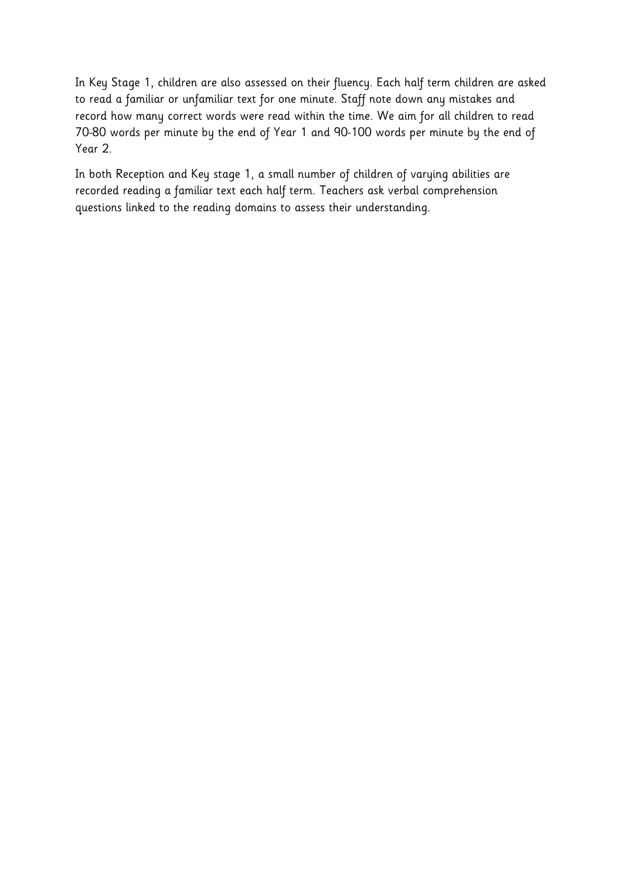In Key Stage 1, children are also assessed on their fluency. Each half term children are asked to read a familiar or unfamiliar text for one minute. Staff note down any mistakes and record how many correct words were read within the time. We aim for all children to read 70-80 words per minute by the end of Year 1 and 90-100 words per minute by the end of Year 2.

In both Reception and Key stage 1, a small number of children of varying abilities are recorded reading a familiar text each half term. Teachers ask verbal comprehension questions linked to the reading domains to assess their understanding.